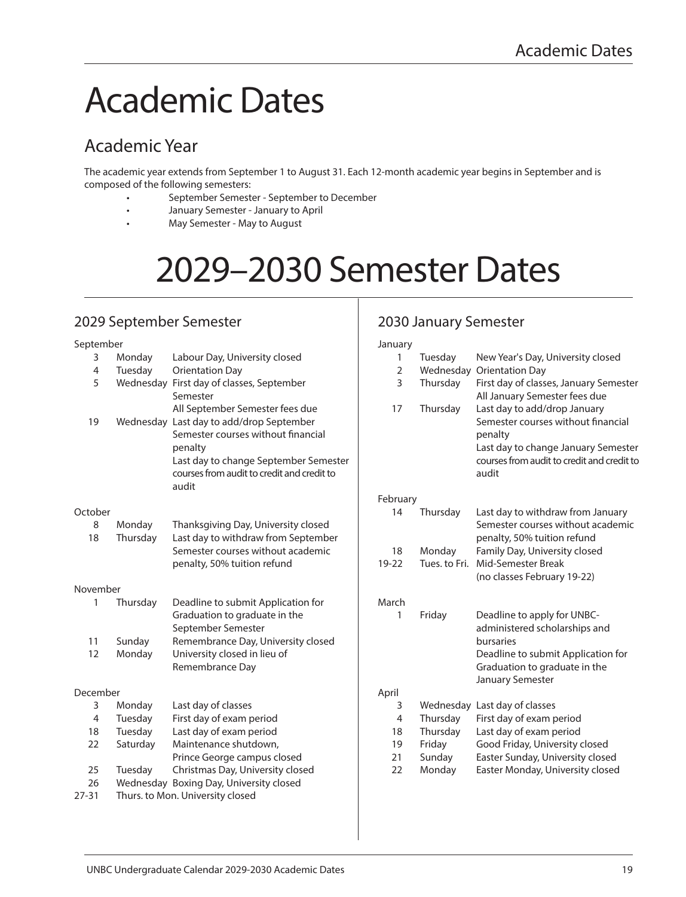# Academic Dates

## Academic Year

The academic year extends from September 1 to August 31. Each 12-month academic year begins in September and is composed of the following semesters:

- September Semester - September to December
- January Semester - January to April
- May Semester - May to August

# 2029–2030 Semester Dates

## 2029 September Semester

**September**

| Date | Day | Event |
|---|---|---|
| 3 | Monday | Labour Day, University closed |
| 4 | Tuesday | Orientation Day |
| 5 | Wednesday | First day of classes, September Semester<br>All September Semester fees due |
| 19 | Wednesday | Last day to add/drop September Semester courses without financial penalty<br>Last day to change September Semester courses from audit to credit and credit to audit |

**October**

| Date | Day | Event |
|---|---|---|
| 8 | Monday | Thanksgiving Day, University closed |
| 18 | Thursday | Last day to withdraw from September Semester courses without academic penalty, 50% tuition refund |

**November**

| Date | Day | Event |
|---|---|---|
| 1 | Thursday | Deadline to submit Application for Graduation to graduate in the September Semester |
| 11 | Sunday | Remembrance Day, University closed |
| 12 | Monday | University closed in lieu of Remembrance Day |

**December**

| Date | Day | Event |
|---|---|---|
| 3 | Monday | Last day of classes |
| 4 | Tuesday | First day of exam period |
| 18 | Tuesday | Last day of exam period |
| 22 | Saturday | Maintenance shutdown, Prince George campus closed |
| 25 | Tuesday | Christmas Day, University closed |
| 26 | Wednesday | Boxing Day, University closed |
| 27-31 | Thurs. to Mon. | University closed |

## 2030 January Semester

**January**

| Date | Day | Event |
|---|---|---|
| 1 | Tuesday | New Year's Day, University closed |
| 2 | Wednesday | Orientation Day |
| 3 | Thursday | First day of classes, January Semester<br>All January Semester fees due |
| 17 | Thursday | Last day to add/drop January Semester courses without financial penalty<br>Last day to change January Semester courses from audit to credit and credit to audit |

**February**

| Date | Day | Event |
|---|---|---|
| 14 | Thursday | Last day to withdraw from January Semester courses without academic penalty, 50% tuition refund |
| 18 | Monday | Family Day, University closed |
| 19-22 | Tues. to Fri. | Mid-Semester Break (no classes February 19-22) |

**March**

| Date | Day | Event |
|---|---|---|
| 1 | Friday | Deadline to apply for UNBC-administered scholarships and bursaries<br>Deadline to submit Application for Graduation to graduate in the January Semester |

**April**

| Date | Day | Event |
|---|---|---|
| 3 | Wednesday | Last day of classes |
| 4 | Thursday | First day of exam period |
| 18 | Thursday | Last day of exam period |
| 19 | Friday | Good Friday, University closed |
| 21 | Sunday | Easter Sunday, University closed |
| 22 | Monday | Easter Monday, University closed |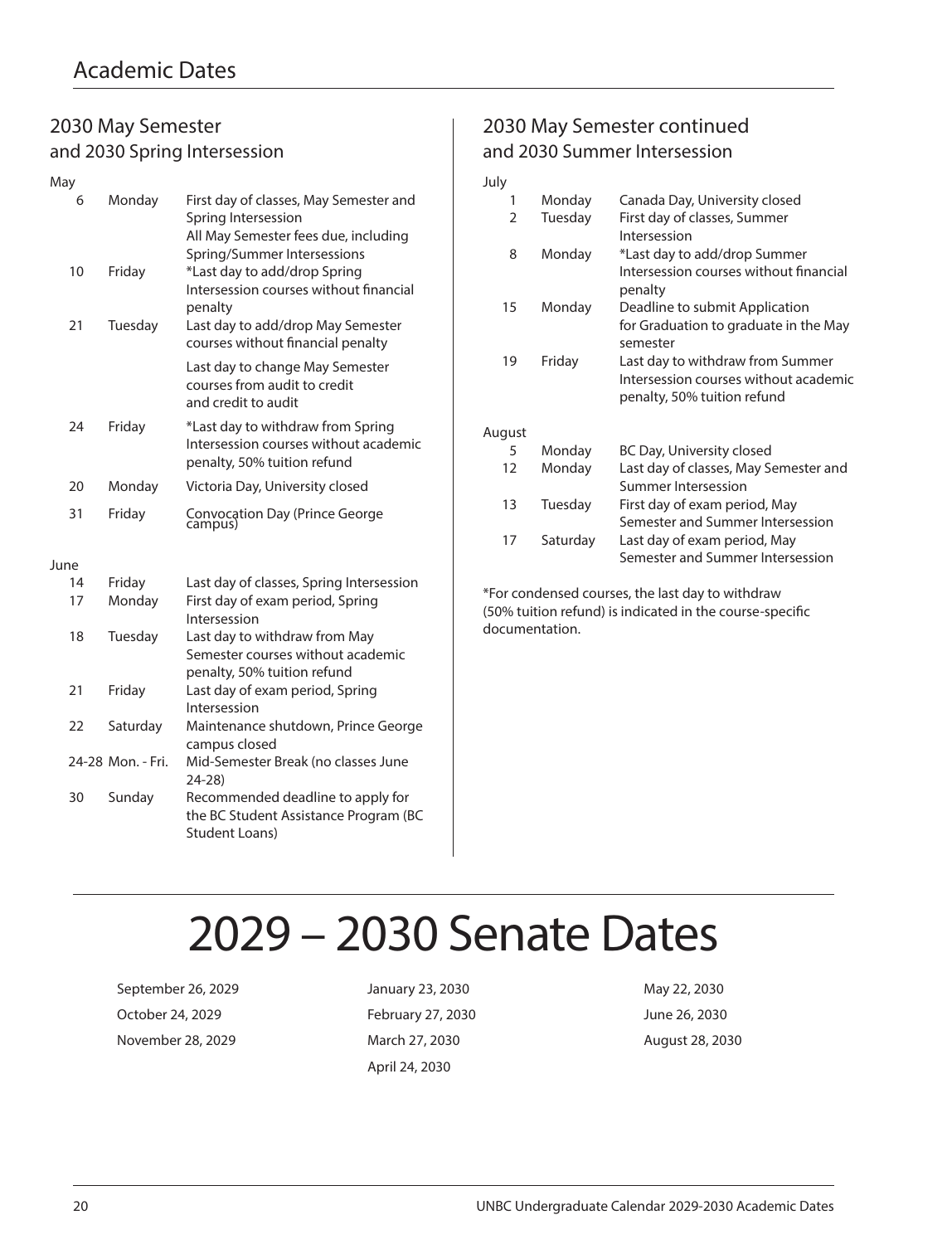# Academic Dates

## 2030 May Semester and 2030 Spring Intersession

May

| | | |
|---|---|---|
| 6 | Monday | First day of classes, May Semester and Spring Intersession<br>All May Semester fees due, including Spring/Summer Intersessions |
| 10 | Friday | *Last day to add/drop Spring Intersession courses without financial penalty |
| 21 | Tuesday | Last day to add/drop May Semester courses without financial penalty<br>Last day to change May Semester courses from audit to credit and credit to audit |
| 24 | Friday | *Last day to withdraw from Spring Intersession courses without academic penalty, 50% tuition refund |
| 20 | Monday | Victoria Day, University closed |
| 31 | Friday | Convocation Day (Prince George campus) |

June

| | | |
|---|---|---|
| 14 | Friday | Last day of classes, Spring Intersession |
| 17 | Monday | First day of exam period, Spring Intersession |
| 18 | Tuesday | Last day to withdraw from May Semester courses without academic penalty, 50% tuition refund |
| 21 | Friday | Last day of exam period, Spring Intersession |
| 22 | Saturday | Maintenance shutdown, Prince George campus closed |
| 24-28 | Mon. - Fri. | Mid-Semester Break (no classes June 24-28) |
| 30 | Sunday | Recommended deadline to apply for the BC Student Assistance Program (BC Student Loans) |

## 2030 May Semester continued and 2030 Summer Intersession

July

| | | |
|---|---|---|
| 1 | Monday | Canada Day, University closed |
| 2 | Tuesday | First day of classes, Summer Intersession |
| 8 | Monday | *Last day to add/drop Summer Intersession courses without financial penalty |
| 15 | Monday | Deadline to submit Application for Graduation to graduate in the May semester |
| 19 | Friday | Last day to withdraw from Summer Intersession courses without academic penalty, 50% tuition refund |

August

| | | |
|---|---|---|
| 5 | Monday | BC Day, University closed |
| 12 | Monday | Last day of classes, May Semester and Summer Intersession |
| 13 | Tuesday | First day of exam period, May Semester and Summer Intersession |
| 17 | Saturday | Last day of exam period, May Semester and Summer Intersession |

*For condensed courses, the last day to withdraw (50% tuition refund) is indicated in the course-specific documentation.

# 2029 – 2030 Senate Dates

September 26, 2029
October 24, 2029
November 28, 2029
January 23, 2030
February 27, 2030
March 27, 2030
April 24, 2030
May 22, 2030
June 26, 2030
August 28, 2030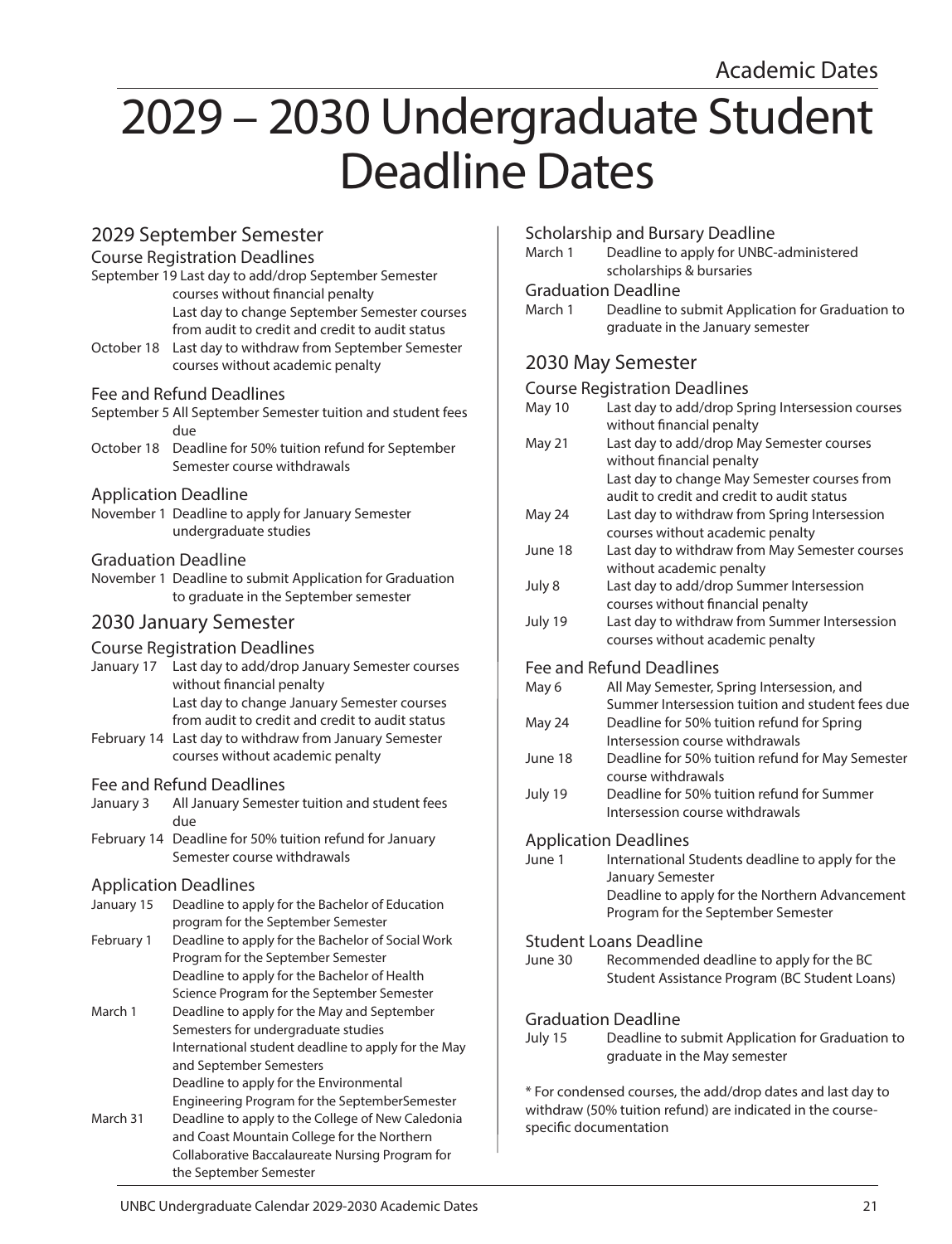# 2029 – 2030 Undergraduate Student Deadline Dates

## 2029 September Semester

### Course Registration Deadlines

| | |
|---|---|
| September 19 | Last day to add/drop September Semester courses without financial penalty |
| | Last day to change September Semester courses from audit to credit and credit to audit status |
| October 18 | Last day to withdraw from September Semester courses without academic penalty |

### Fee and Refund Deadlines

| | |
|---|---|
| September 5 | All September Semester tuition and student fees due |
| October 18 | Deadline for 50% tuition refund for September Semester course withdrawals |

### Application Deadline

| | |
|---|---|
| November 1 | Deadline to apply for January Semester undergraduate studies |

### Graduation Deadline

| | |
|---|---|
| November 1 | Deadline to submit Application for Graduation to graduate in the September semester |

## 2030 January Semester

### Course Registration Deadlines

| | |
|---|---|
| January 17 | Last day to add/drop January Semester courses without financial penalty |
| | Last day to change January Semester courses from audit to credit and credit to audit status |
| February 14 | Last day to withdraw from January Semester courses without academic penalty |

### Fee and Refund Deadlines

| | |
|---|---|
| January 3 | All January Semester tuition and student fees due |
| February 14 | Deadline for 50% tuition refund for January Semester course withdrawals |

### Application Deadlines

| | |
|---|---|
| January 15 | Deadline to apply for the Bachelor of Education program for the September Semester |
| February 1 | Deadline to apply for the Bachelor of Social Work Program for the September Semester |
| | Deadline to apply for the Bachelor of Health Science Program for the September Semester |
| March 1 | Deadline to apply for the May and September Semesters for undergraduate studies |
| | International student deadline to apply for the May and September Semesters |
| | Deadline to apply for the Environmental Engineering Program for the SeptemberSemester |
| March 31 | Deadline to apply to the College of New Caledonia and Coast Mountain College for the Northern Collaborative Baccalaureate Nursing Program for the September Semester |

### Scholarship and Bursary Deadline

| | |
|---|---|
| March 1 | Deadline to apply for UNBC-administered scholarships & bursaries |

### Graduation Deadline

| | |
|---|---|
| March 1 | Deadline to submit Application for Graduation to graduate in the January semester |

## 2030 May Semester

### Course Registration Deadlines

| | |
|---|---|
| May 10 | Last day to add/drop Spring Intersession courses without financial penalty |
| May 21 | Last day to add/drop May Semester courses without financial penalty |
| | Last day to change May Semester courses from audit to credit and credit to audit status |
| May 24 | Last day to withdraw from Spring Intersession courses without academic penalty |
| June 18 | Last day to withdraw from May Semester courses without academic penalty |
| July 8 | Last day to add/drop Summer Intersession courses without financial penalty |
| July 19 | Last day to withdraw from Summer Intersession courses without academic penalty |

### Fee and Refund Deadlines

| | |
|---|---|
| May 6 | All May Semester, Spring Intersession, and Summer Intersession tuition and student fees due |
| May 24 | Deadline for 50% tuition refund for Spring Intersession course withdrawals |
| June 18 | Deadline for 50% tuition refund for May Semester course withdrawals |
| July 19 | Deadline for 50% tuition refund for Summer Intersession course withdrawals |

### Application Deadlines

| | |
|---|---|
| June 1 | International Students deadline to apply for the January Semester |
| | Deadline to apply for the Northern Advancement Program for the September Semester |

### Student Loans Deadline

| | |
|---|---|
| June 30 | Recommended deadline to apply for the BC Student Assistance Program (BC Student Loans) |

### Graduation Deadline

| | |
|---|---|
| July 15 | Deadline to submit Application for Graduation to graduate in the May semester |

* For condensed courses, the add/drop dates and last day to withdraw (50% tuition refund) are indicated in the course-specific documentation